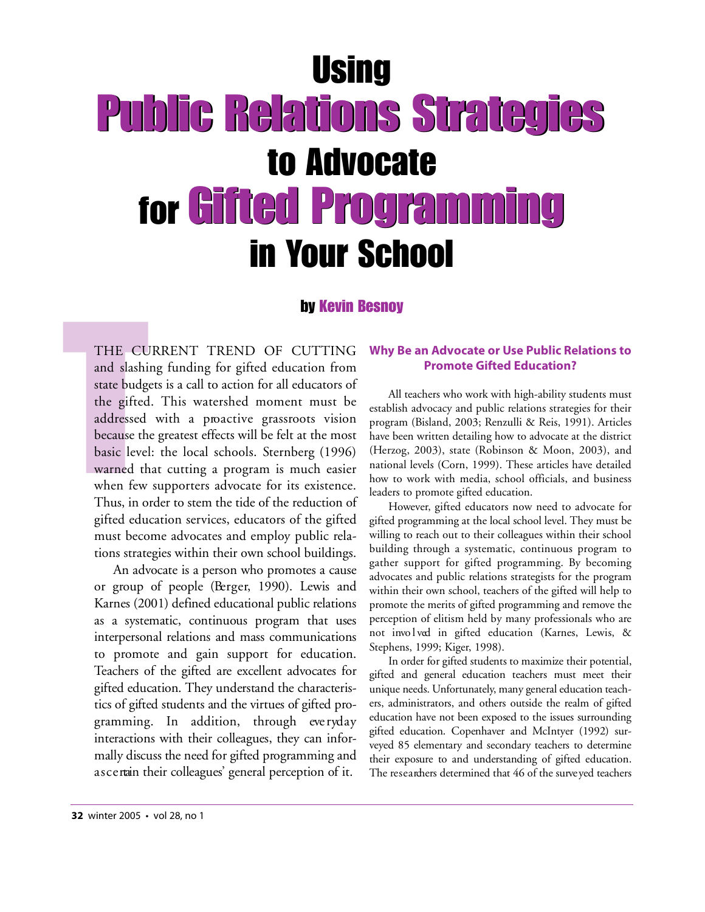# Using Public Relations Strategies to Advocate for Gifted Programming in Your School

**by Kevin Besnoy**

THE CURRENT TREND OF CUTTING and slashing funding for gifted education from state budgets is a call to action for all educators of the gifted. This watershed moment must be addressed with a proactive grassroots vision because the greatest effects will be felt at the most basic level: the local schools. Sternberg (1996) warned that cutting a program is much easier when few supporters advocate for its existence. Thus, in order to stem the tide of the reduction of gifted education services, educators of the gifted must become advocates and employ public relations strategies within their own school buildings.

An advocate is a person who promotes a cause or group of people (Berger, 1990). Lewis and Karnes (2001) defined educational public relations as a systematic, continuous program that uses interpersonal relations and mass communications to promote and gain support for education. Teachers of the gifted are excellent advocates for gifted education. They understand the characteristics of gifted students and the virtues of gifted programming. In addition, through everyday interactions with their colleagues, they can informally discuss the need for gifted programming and ascertain their colleagues' general perception of it.

## Why Be an Advocate or Use Public Relations to Promote Gifted Education?

All teachers who work with high-ability students must establish advocacy and public relations strategies for their program (Bisland, 2003; Renzulli & Reis, 1991). Articles have been written detailing how to advocate at the district (Herzog, 2003), state (Robinson & Moon, 2003), and national levels (Corn, 1999). These articles have detailed how to work with media, school officials, and business leaders to promote gifted education.

However, gifted educators now need to advocate for gifted programming at the local school level. They must be willing to reach out to their colleagues within their school building through a systematic, continuous program to gather support for gifted programming. By becoming advocates and public relations strategists for the program within their own school, teachers of the gifted will help to promote the merits of gifted programming and remove the perception of elitism held by many professionals who are not involved in gifted education (Karnes, Lewis, & Stephens, 1999; Kiger, 1998).

In order for gifted students to maximize their potential, gifted and general education teachers must meet their unique needs. Unfortunately, many general education teachers, administrators, and others outside the realm of gifted education have not been exposed to the issues surrounding gifted education. Copenhaver and McIntyer (1992) surveyed 85 elementary and secondary teachers to determine their exposure to and understanding of gifted education. The researchers determined that 46 of the surveyed teachers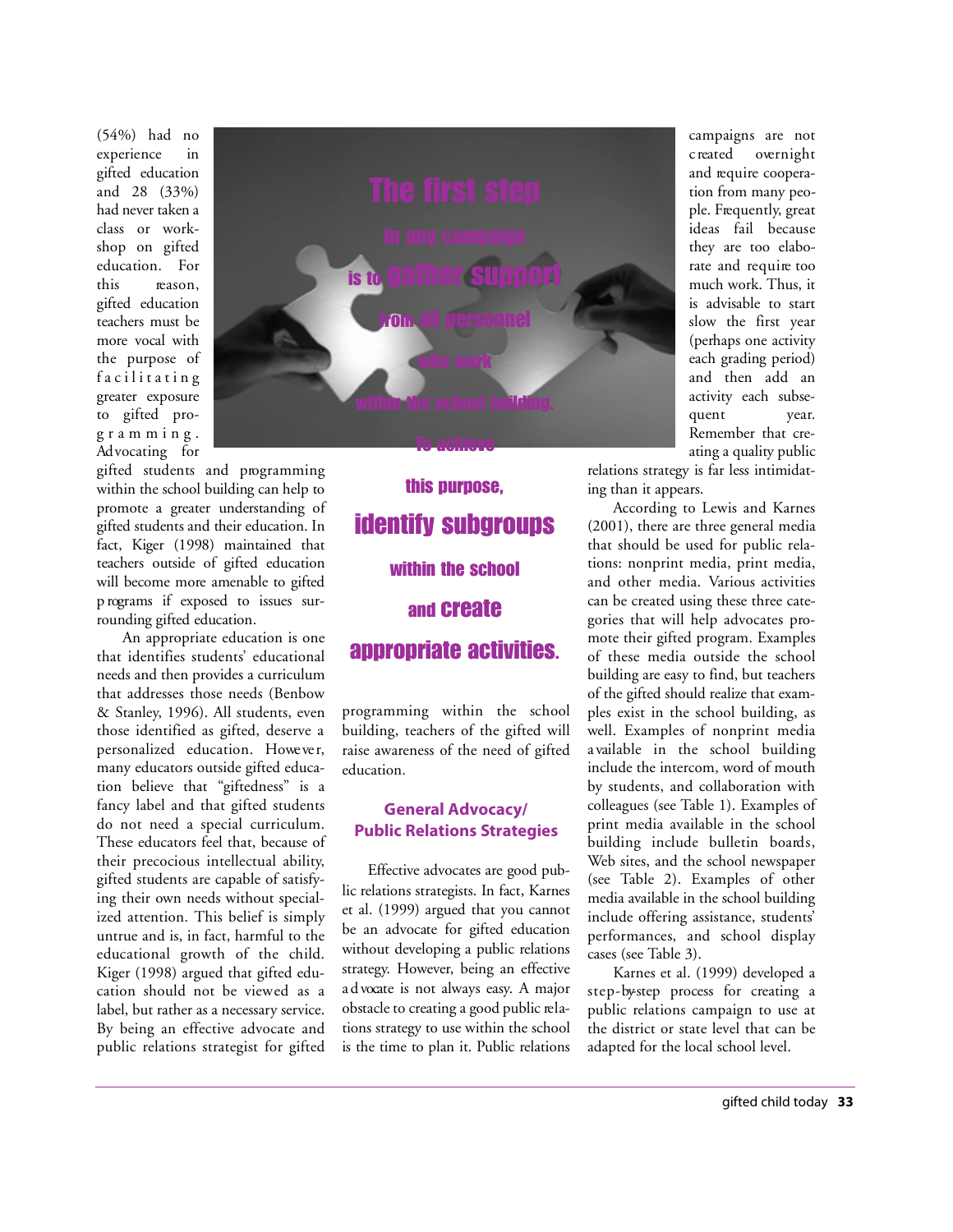(54%) had no experience in gifted education and 28 (33%) had never taken a class or workshop on gifted education. For this reason, gifted education teachers must be more vocal with the purpose of facilitating greater exposure to gifted programming. Advocating for gifted students and programming within the school building can help to promote a greater understanding of gifted students and their education. In fact, Kiger (1998) maintained that teachers outside of gifted education will become more amenable to gifted programs if exposed to issues surrounding gifted education.

An appropriate education is one that identifies students' educational needs and then provides a curriculum that addresses those needs (Benbow & Stanley, 1996). All students, even those identified as gifted, deserve a personalized education. However, many educators outside gifted education believe that "giftedness" is a fancy label and that gifted students do not need a special curriculum. These educators feel that, because of their precocious intellectual ability, gifted students are capable of satisfying their own needs without specialized attention. This belief is simply untrue and is, in fact, harmful to the educational growth of the child. Kiger (1998) argued that gifted education should not be viewed as a label, but rather as a necessary service. By being an effective advocate and public relations strategist for gifted programming within the school building, teachers of the gifted will raise awareness of the need of gifted education.

**The first step in any campaign is to gather support from all personnel who work within the school building. To achieve this purpose, identify subgroups within the school and create appropriate activities.**

## General Advocacy/ Public Relations Strategies

Effective advocates are good public relations strategists. In fact, Karnes et al. (1999) argued that you cannot be an advocate for gifted education without developing a public relations strategy. However, being an effective advocate is not always easy. A major obstacle to creating a good public relations strategy to use within the school is the time to plan it. Public relations campaigns are not created overnight and require cooperation from many people. Frequently, great ideas fail because they are too elaborate and require too much work. Thus, it is advisable to start slow the first year (perhaps one activity each grading period) and then add an activity each subsequent year. Remember that creating a quality public relations strategy is far less intimidating than it appears.

According to Lewis and Karnes (2001), there are three general media that should be used for public relations: nonprint media, print media, and other media. Various activities can be created using these three categories that will help advocates promote their gifted program. Examples of these media outside the school building are easy to find, but teachers of the gifted should realize that examples exist in the school building, as well. Examples of nonprint media available in the school building include the intercom, word of mouth by students, and collaboration with colleagues (see Table 1). Examples of print media available in the school building include bulletin boards, Web sites, and the school newspaper (see Table 2). Examples of other media available in the school building include offering assistance, students' performances, and school display cases (see Table 3).

Karnes et al. (1999) developed a step-by-step process for creating a public relations campaign to use at the district or state level that can be adapted for the local school level.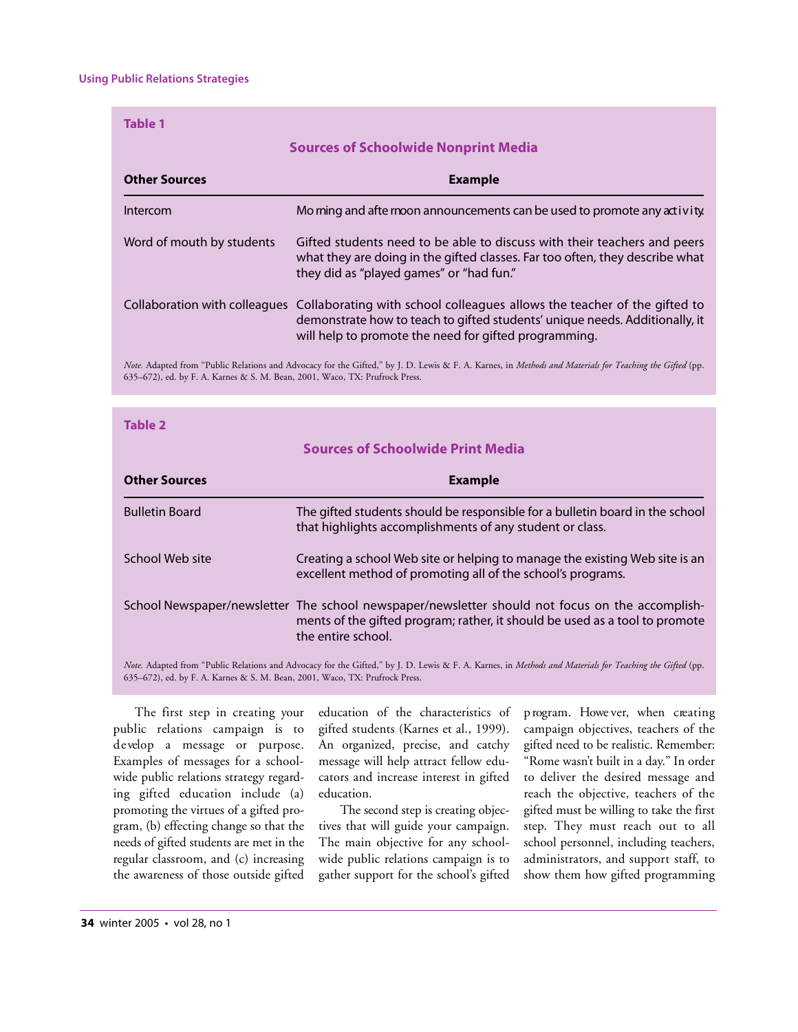**Table 1**

**Sources of Schoolwide Nonprint Media**

| Other Sources | Example |
|---|---|
| Intercom | Morning and afternoon announcements can be used to promote any activity. |
| Word of mouth by students | Gifted students need to be able to discuss with their teachers and peers what they are doing in the gifted classes. Far too often, they describe what they did as "played games" or "had fun." |
| Collaboration with colleagues | Collaborating with school colleagues allows the teacher of the gifted to demonstrate how to teach to gifted students' unique needs. Additionally, it will help to promote the need for gifted programming. |

*Note.* Adapted from "Public Relations and Advocacy for the Gifted," by J. D. Lewis & F. A. Karnes, in *Methods and Materials for Teaching the Gifted* (pp. 635–672), ed. by F. A. Karnes & S. M. Bean, 2001, Waco, TX: Prufrock Press.

**Table 2**

**Sources of Schoolwide Print Media**

| Other Sources | Example |
|---|---|
| Bulletin Board | The gifted students should be responsible for a bulletin board in the school that highlights accomplishments of any student or class. |
| School Web site | Creating a school Web site or helping to manage the existing Web site is an excellent method of promoting all of the school's programs. |
| School Newspaper/newsletter | The school newspaper/newsletter should not focus on the accomplishments of the gifted program; rather, it should be used as a tool to promote the entire school. |

*Note.* Adapted from "Public Relations and Advocacy for the Gifted," by J. D. Lewis & F. A. Karnes, in *Methods and Materials for Teaching the Gifted* (pp. 635–672), ed. by F. A. Karnes & S. M. Bean, 2001, Waco, TX: Prufrock Press.

The first step in creating your public relations campaign is to develop a message or purpose. Examples of messages for a schoolwide public relations strategy regarding gifted education include (a) promoting the virtues of a gifted program, (b) effecting change so that the needs of gifted students are met in the regular classroom, and (c) increasing the awareness of those outside gifted education of the characteristics of gifted students (Karnes et al., 1999). An organized, precise, and catchy message will help attract fellow educators and increase interest in gifted education.

The second step is creating objectives that will guide your campaign. The main objective for any schoolwide public relations campaign is to gather support for the school's gifted program. However, when creating campaign objectives, teachers of the gifted need to be realistic. Remember: "Rome wasn't built in a day." In order to deliver the desired message and reach the objective, teachers of the gifted must be willing to take the first step. They must reach out to all school personnel, including teachers, administrators, and support staff, to show them how gifted programming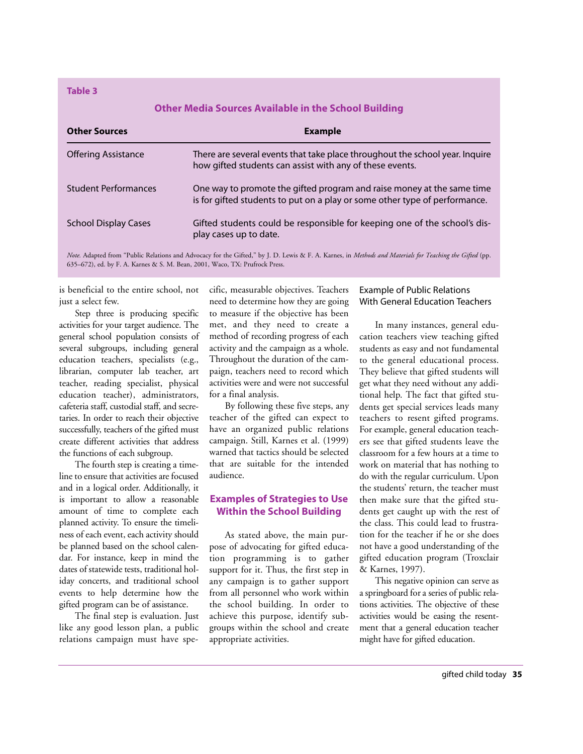**Table 3**

**Other Media Sources Available in the School Building**

| Other Sources | Example |
| --- | --- |
| Offering Assistance | There are several events that take place throughout the school year. Inquire how gifted students can assist with any of these events. |
| Student Performances | One way to promote the gifted program and raise money at the same time is for gifted students to put on a play or some other type of performance. |
| School Display Cases | Gifted students could be responsible for keeping one of the school's display cases up to date. |

*Note.* Adapted from "Public Relations and Advocacy for the Gifted," by J. D. Lewis & F. A. Karnes, in *Methods and Materials for Teaching the Gifted* (pp. 635–672), ed. by F. A. Karnes & S. M. Bean, 2001, Waco, TX: Prufrock Press.

is beneficial to the entire school, not just a select few.

Step three is producing specific activities for your target audience. The general school population consists of several subgroups, including general education teachers, specialists (e.g., librarian, computer lab teacher, art teacher, reading specialist, physical education teacher), administrators, cafeteria staff, custodial staff, and secretaries. In order to reach their objective successfully, teachers of the gifted must create different activities that address the functions of each subgroup.

The fourth step is creating a timeline to ensure that activities are focused and in a logical order. Additionally, it is important to allow a reasonable amount of time to complete each planned activity. To ensure the timeliness of each event, each activity should be planned based on the school calendar. For instance, keep in mind the dates of statewide tests, traditional holiday concerts, and traditional school events to help determine how the gifted program can be of assistance.

The final step is evaluation. Just like any good lesson plan, a public relations campaign must have specific, measurable objectives. Teachers need to determine how they are going to measure if the objective has been met, and they need to create a method of recording progress of each activity and the campaign as a whole. Throughout the duration of the campaign, teachers need to record which activities were and were not successful for a final analysis.

By following these five steps, any teacher of the gifted can expect to have an organized public relations campaign. Still, Karnes et al. (1999) warned that tactics should be selected that are suitable for the intended audience.

## Examples of Strategies to Use Within the School Building

As stated above, the main purpose of advocating for gifted education programming is to gather support for it. Thus, the first step in any campaign is to gather support from all personnel who work within the school building. In order to achieve this purpose, identify subgroups within the school and create appropriate activities.

### Example of Public Relations With General Education Teachers

In many instances, general education teachers view teaching gifted students as easy and not fundamental to the general educational process. They believe that gifted students will get what they need without any additional help. The fact that gifted students get special services leads many teachers to resent gifted programs. For example, general education teachers see that gifted students leave the classroom for a few hours at a time to work on material that has nothing to do with the regular curriculum. Upon the students' return, the teacher must then make sure that the gifted students get caught up with the rest of the class. This could lead to frustration for the teacher if he or she does not have a good understanding of the gifted education program (Troxclair & Karnes, 1997).

This negative opinion can serve as a springboard for a series of public relations activities. The objective of these activities would be easing the resentment that a general education teacher might have for gifted education.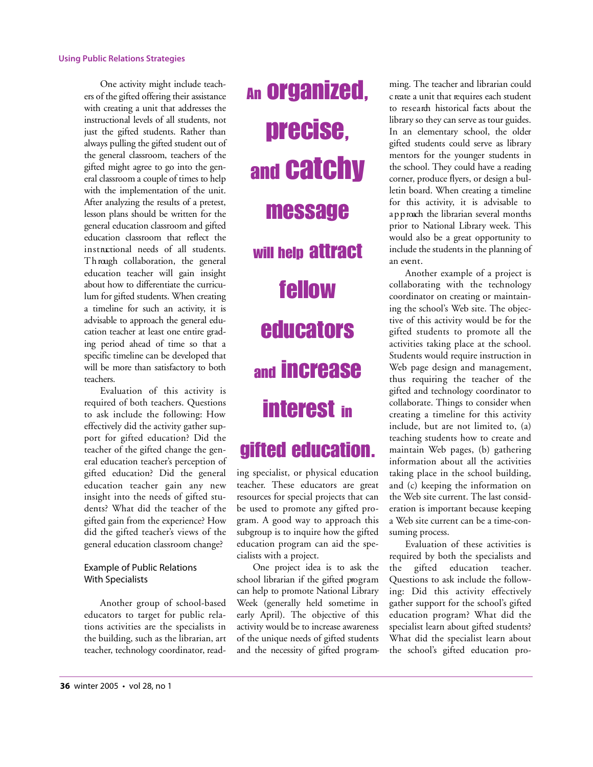One activity might include teachers of the gifted offering their assistance with creating a unit that addresses the instructional levels of all students, not just the gifted students. Rather than always pulling the gifted student out of the general classroom, teachers of the gifted might agree to go into the general classroom a couple of times to help with the implementation of the unit. After analyzing the results of a pretest, lesson plans should be written for the general education classroom and gifted education classroom that reflect the instructional needs of all students. Through collaboration, the general education teacher will gain insight about how to differentiate the curriculum for gifted students. When creating a timeline for such an activity, it is advisable to approach the general education teacher at least one entire grading period ahead of time so that a specific timeline can be developed that will be more than satisfactory to both teachers.

Evaluation of this activity is required of both teachers. Questions to ask include the following: How effectively did the activity gather support for gifted education? Did the teacher of the gifted change the general education teacher's perception of gifted education? Did the general education teacher gain any new insight into the needs of gifted students? What did the teacher of the gifted gain from the experience? How did the gifted teacher's views of the general education classroom change?

### Example of Public Relations With Specialists

Another group of school-based educators to target for public relations activities are the specialists in the building, such as the librarian, art teacher, technology coordinator, reading specialist, or physical education teacher. These educators are great resources for special projects that can be used to promote any gifted program. A good way to approach this subgroup is to inquire how the gifted education program can aid the specialists with a project.

> **An organized, precise, and catchy message will help attract fellow educators and increase interest in gifted education.**

One project idea is to ask the school librarian if the gifted program can help to promote National Library Week (generally held sometime in early April). The objective of this activity would be to increase awareness of the unique needs of gifted students and the necessity of gifted programming. The teacher and librarian could create a unit that requires each student to research historical facts about the library so they can serve as tour guides. In an elementary school, the older gifted students could serve as library mentors for the younger students in the school. They could have a reading corner, produce flyers, or design a bulletin board. When creating a timeline for this activity, it is advisable to approach the librarian several months prior to National Library week. This would also be a great opportunity to include the students in the planning of an event.

Another example of a project is collaborating with the technology coordinator on creating or maintaining the school's Web site. The objective of this activity would be for the gifted students to promote all the activities taking place at the school. Students would require instruction in Web page design and management, thus requiring the teacher of the gifted and technology coordinator to collaborate. Things to consider when creating a timeline for this activity include, but are not limited to, (a) teaching students how to create and maintain Web pages, (b) gathering information about all the activities taking place in the school building, and (c) keeping the information on the Web site current. The last consideration is important because keeping a Web site current can be a time-consuming process.

Evaluation of these activities is required by both the specialists and the gifted education teacher. Questions to ask include the following: Did this activity effectively gather support for the school's gifted education program? What did the specialist learn about gifted students? What did the specialist learn about the school's gifted education pro-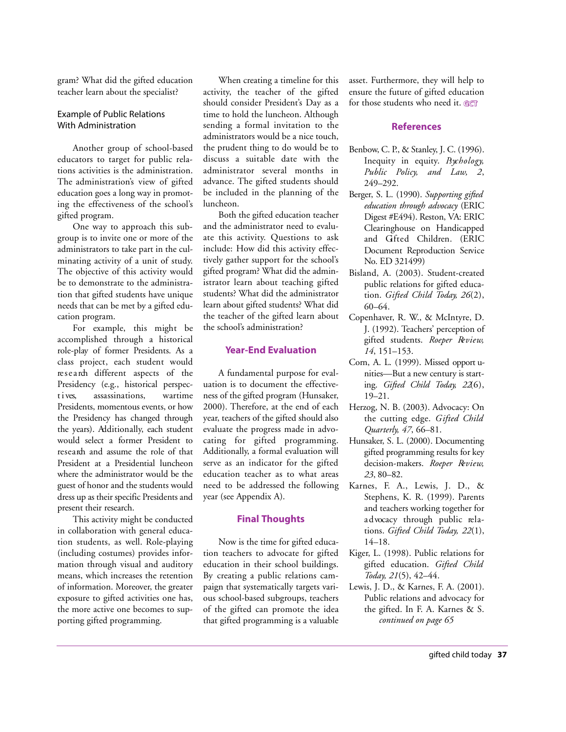gram? What did the gifted education teacher learn about the specialist?

### Example of Public Relations With Administration

Another group of school-based educators to target for public relations activities is the administration. The administration's view of gifted education goes a long way in promoting the effectiveness of the school's gifted program.

One way to approach this subgroup is to invite one or more of the administrators to take part in the culminating activity of a unit of study. The objective of this activity would be to demonstrate to the administration that gifted students have unique needs that can be met by a gifted education program.

For example, this might be accomplished through a historical role-play of former Presidents. As a class project, each student would research different aspects of the Presidency (e.g., historical perspectives, assassinations, wartime Presidents, momentous events, or how the Presidency has changed through the years). Additionally, each student would select a former President to research and assume the role of that President at a Presidential luncheon where the administrator would be the guest of honor and the students would dress up as their specific Presidents and present their research.

This activity might be conducted in collaboration with general education students, as well. Role-playing (including costumes) provides information through visual and auditory means, which increases the retention of information. Moreover, the greater exposure to gifted activities one has, the more active one becomes to supporting gifted programming.

When creating a timeline for this activity, the teacher of the gifted should consider President's Day as a time to hold the luncheon. Although sending a formal invitation to the administrators would be a nice touch, the prudent thing to do would be to discuss a suitable date with the administrator several months in advance. The gifted students should be included in the planning of the luncheon.

Both the gifted education teacher and the administrator need to evaluate this activity. Questions to ask include: How did this activity effectively gather support for the school's gifted program? What did the administrator learn about teaching gifted students? What did the administrator learn about gifted students? What did the teacher of the gifted learn about the school's administration?

## Year-End Evaluation

A fundamental purpose for evaluation is to document the effectiveness of the gifted program (Hunsaker, 2000). Therefore, at the end of each year, teachers of the gifted should also evaluate the progress made in advocating for gifted programming. Additionally, a formal evaluation will serve as an indicator for the gifted education teacher as to what areas need to be addressed the following year (see Appendix A).

## Final Thoughts

Now is the time for gifted education teachers to advocate for gifted education in their school buildings. By creating a public relations campaign that systematically targets various school-based subgroups, teachers of the gifted can promote the idea that gifted programming is a valuable asset. Furthermore, they will help to ensure the future of gifted education for those students who need it. GCT

## References

Benbow, C. P., & Stanley, J. C. (1996). Inequity in equity. *Psychology, Public Policy, and Law, 2*, 249–292.

Berger, S. L. (1990). *Supporting gifted education through advocacy* (ERIC Digest #E494). Reston, VA: ERIC Clearinghouse on Handicapped and Gifted Children. (ERIC Document Reproduction Service No. ED 321499)

Bisland, A. (2003). Student-created public relations for gifted education. *Gifted Child Today, 26*(2), 60–64.

Copenhaver, R. W., & McIntyre, D. J. (1992). Teachers' perception of gifted students. *Roeper Review, 14*, 151–153.

Corn, A. L. (1999). Missed opportunities—But a new century is starting. *Gifted Child Today, 22*(6), 19–21.

Herzog, N. B. (2003). Advocacy: On the cutting edge. *Gifted Child Quarterly, 47*, 66–81.

Hunsaker, S. L. (2000). Documenting gifted programming results for key decision-makers. *Roeper Review, 23*, 80–82.

Karnes, F. A., Lewis, J. D., & Stephens, K. R. (1999). Parents and teachers working together for advocacy through public relations. *Gifted Child Today, 22*(1), 14–18.

Kiger, L. (1998). Public relations for gifted education. *Gifted Child Today, 21*(5), 42–44.

Lewis, J. D., & Karnes, F. A. (2001). Public relations and advocacy for the gifted. In F. A. Karnes & S.

*continued on page 65*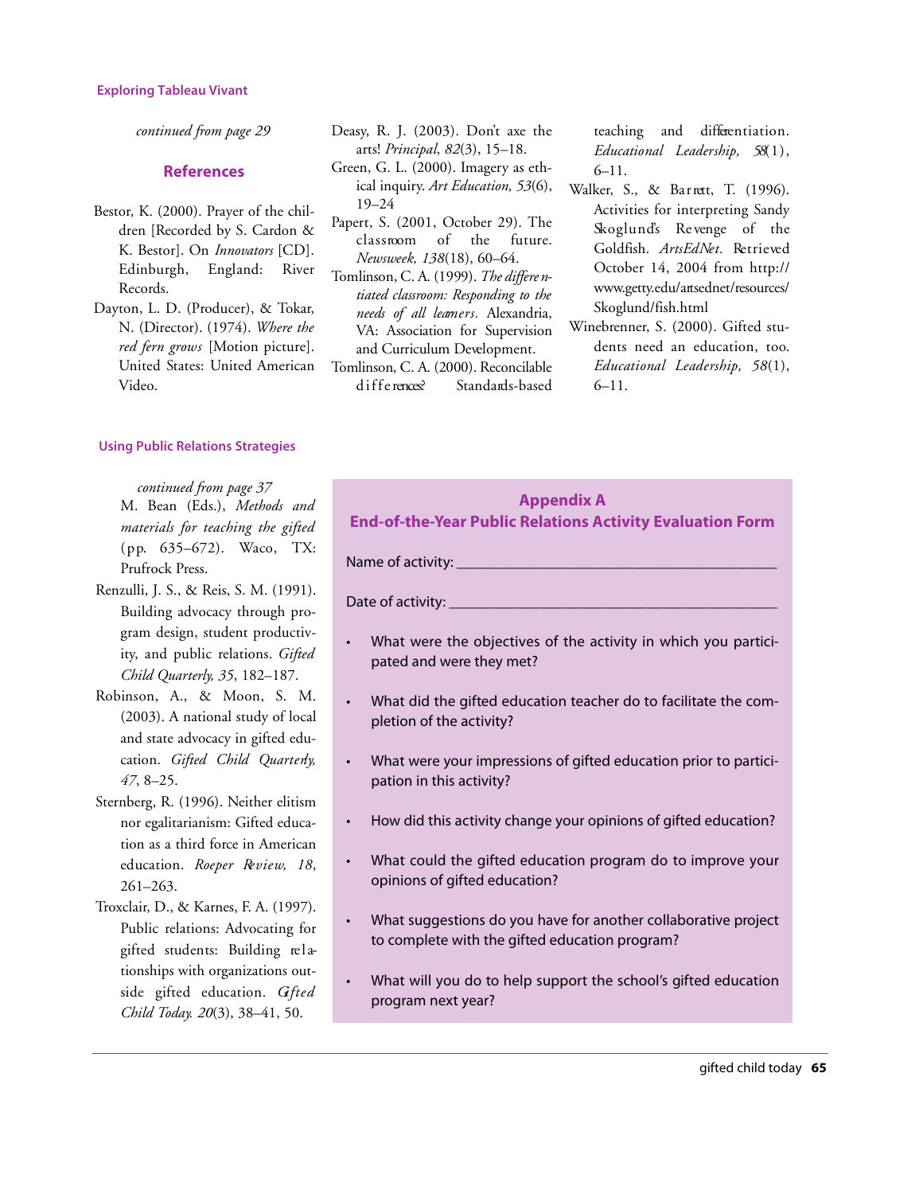## Exploring Tableau Vivant

*continued from page 29*

### References

Bestor, K. (2000). Prayer of the children [Recorded by S. Cardon & K. Bestor]. On *Innovators* [CD]. Edinburgh, England: River Records.

Dayton, L. D. (Producer), & Tokar, N. (Director). (1974). *Where the red fern grows* [Motion picture]. United States: United American Video.

Deasy, R. J. (2003). Don't axe the arts! *Principal*, *82*(3), 15–18.

Green, G. L. (2000). Imagery as ethical inquiry. *Art Education, 53*(6), 19–24

Papert, S. (2001, October 29). The classroom of the future. *Newsweek, 138*(18), 60–64.

Tomlinson, C. A. (1999). *The differentiated classroom: Responding to the needs of all learners.* Alexandria, VA: Association for Supervision and Curriculum Development.

Tomlinson, C. A. (2000). Reconcilable differences? Standards-based teaching and differentiation. *Educational Leadership, 58*(1), 6–11.

Walker, S., & Barrett, T. (1996). Activities for interpreting Sandy Skoglund's Revenge of the Goldfish. *ArtsEdNet.* Retrieved October 14, 2004 from http://www.getty.edu/artsednet/resources/Skoglund/fish.html

Winebrenner, S. (2000). Gifted students need an education, too. *Educational Leadership, 58*(1), 6–11.

## Using Public Relations Strategies

*continued from page 37*

M. Bean (Eds.), *Methods and materials for teaching the gifted* (pp. 635–672). Waco, TX: Prufrock Press.

Renzulli, J. S., & Reis, S. M. (1991). Building advocacy through program design, student productivity, and public relations. *Gifted Child Quarterly, 35*, 182–187.

Robinson, A., & Moon, S. M. (2003). A national study of local and state advocacy in gifted education. *Gifted Child Quarterly, 47*, 8–25.

Sternberg, R. (1996). Neither elitism nor egalitarianism: Gifted education as a third force in American education. *Roeper Review, 18*, 261–263.

Troxclair, D., & Karnes, F. A. (1997). Public relations: Advocating for gifted students: Building relationships with organizations outside gifted education. *Gifted Child Today. 20*(3), 38–41, 50.

### Appendix A
### End-of-the-Year Public Relations Activity Evaluation Form

Name of activity: ________________________________________

Date of activity: ________________________________________

- What were the objectives of the activity in which you participated and were they met?
- What did the gifted education teacher do to facilitate the completion of the activity?
- What were your impressions of gifted education prior to participation in this activity?
- How did this activity change your opinions of gifted education?
- What could the gifted education program do to improve your opinions of gifted education?
- What suggestions do you have for another collaborative project to complete with the gifted education program?
- What will you do to help support the school's gifted education program next year?